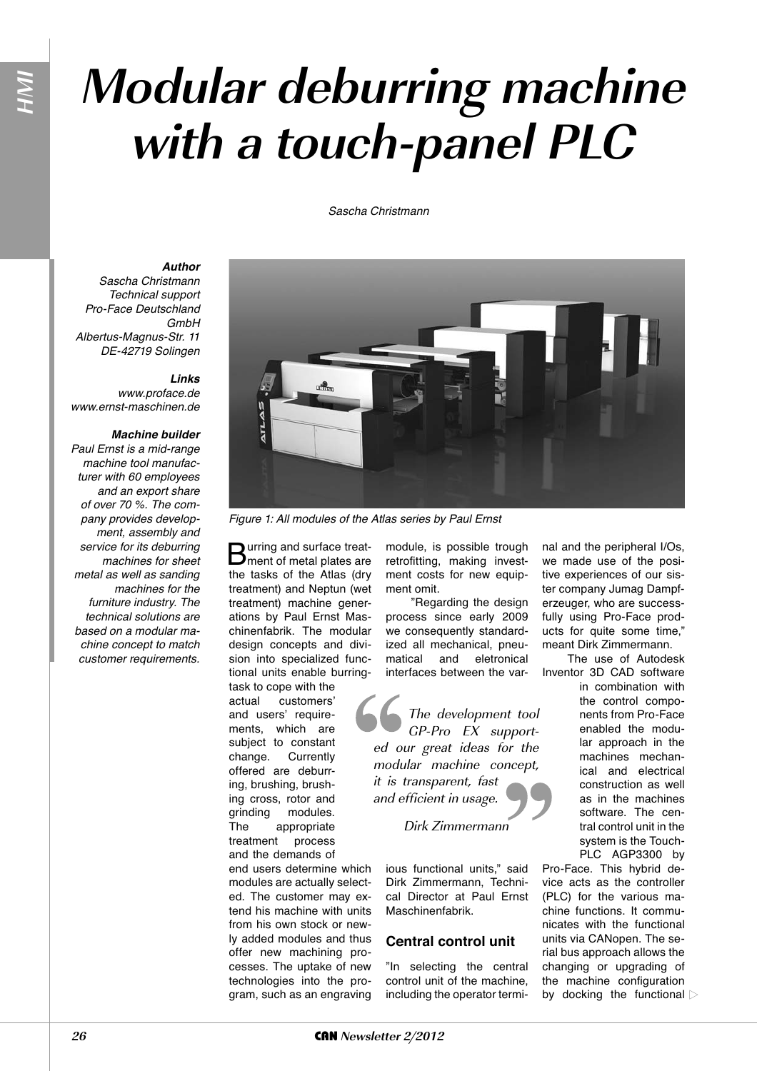# Modular deburring machine with a touch-panel PLC

*Sascha Christmann*

***Author***
*Sascha Christmann*
*Technical support*
*Pro-Face Deutschland GmbH*
*Albertus-Magnus-Str. 11*
*DE-42719 Solingen*

***Links***
*www.proface.de*
*www.ernst-maschinen.de*

***Machine builder***
*Paul Ernst is a mid-range machine tool manufacturer with 60 employees and an export share of over 70 %. The company provides development, assembly and service for its deburring machines for sheet metal as well as sanding machines for the furniture industry. The technical solutions are based on a modular machine concept to match customer requirements.*

*Figure 1: All modules of the Atlas series by Paul Ernst*

Burring and surface treatment of metal plates are the tasks of the Atlas (dry treatment) and Neptun (wet treatment) machine generations by Paul Ernst Maschinenfabrik. The modular design concepts and division into specialized functional units enable burring-task to cope with the actual customers' and users' requirements, which are subject to constant change. Currently offered are deburring, brushing, brushing cross, rotor and grinding modules. The appropriate treatment process and the demands of end users determine which modules are actually selected. The customer may extend his machine with units from his own stock or newly added modules and thus offer new machining processes. The uptake of new technologies into the program, such as an engraving module, is possible trough retrofitting, making investment costs for new equipment omit.

"Regarding the design process since early 2009 we consequently standardized all mechanical, pneumatical and eletronical interfaces between the various functional units," said Dirk Zimmermann, Technical Director at Paul Ernst Maschinenfabrik.

> *The development tool GP-Pro EX supported our great ideas for the modular machine concept, it is transparent, fast and efficient in usage.*
>
> *Dirk Zimmermann*

## Central control unit

"In selecting the central control unit of the machine, including the operator terminal and the peripheral I/Os, we made use of the positive experiences of our sister company Jumag Dampferzeuger, who are successfully using Pro-Face products for quite some time," meant Dirk Zimmermann.

The use of Autodesk Inventor 3D CAD software in combination with the control components from Pro-Face enabled the modular approach in the machines mechanical and electrical construction as well as in the machines software. The central control unit in the system is the Touch-PLC AGP3300 by Pro-Face. This hybrid device acts as the controller (PLC) for the various machine functions. It communicates with the functional units via CANopen. The serial bus approach allows the changing or upgrading of the machine configuration by docking the functional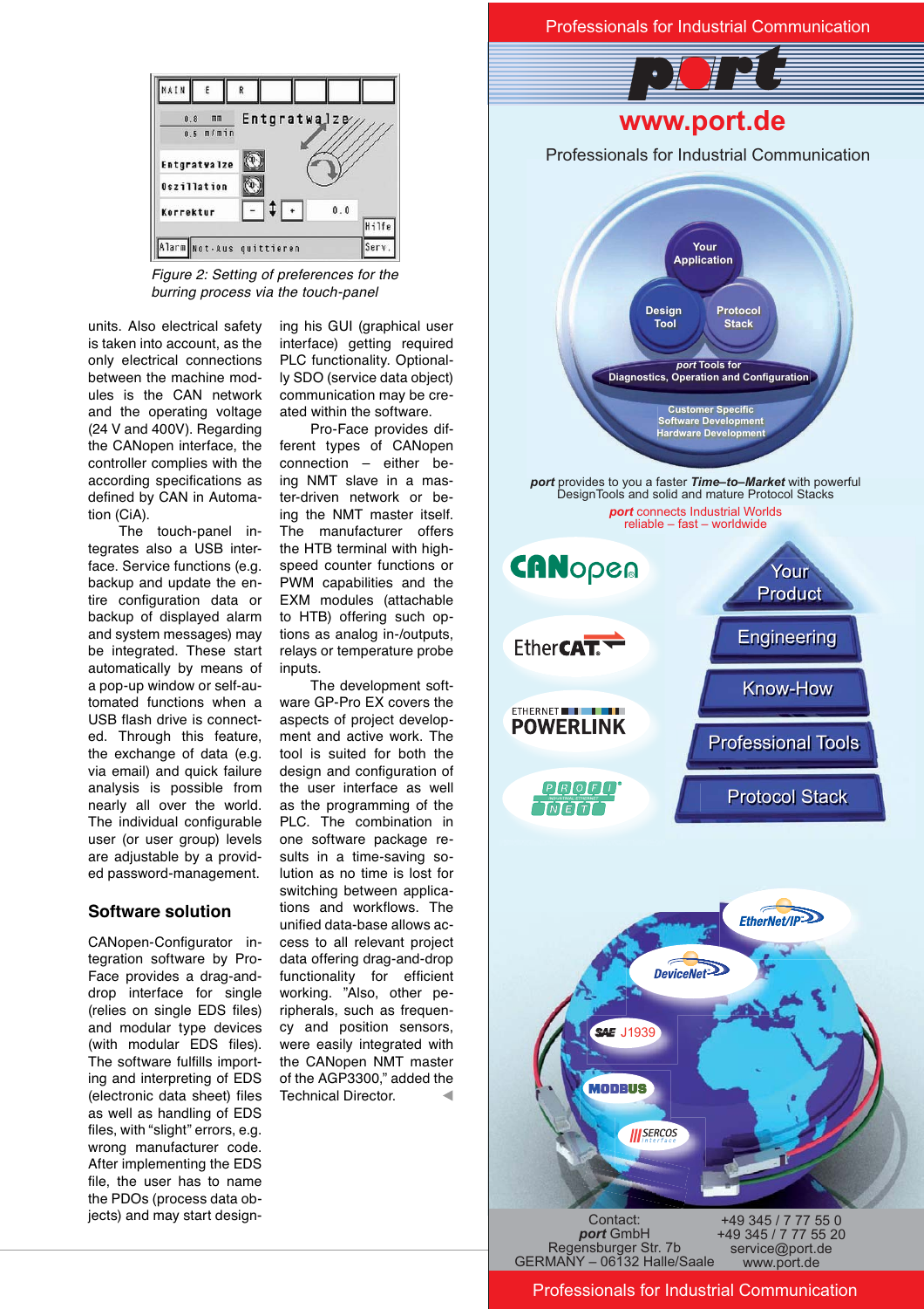Figure 2: Setting of preferences for the burring process via the touch-panel

units. Also electrical safety is taken into account, as the only electrical connections between the machine modules is the CAN network and the operating voltage (24 V and 400V). Regarding the CANopen interface, the controller complies with the according specifications as defined by CAN in Automation (CiA).

The touch-panel integrates also a USB interface. Service functions (e.g. backup and update the entire configuration data or backup of displayed alarm and system messages) may be integrated. These start automatically by means of a pop-up window or self-automated functions when a USB flash drive is connected. Through this feature, the exchange of data (e.g. via email) and quick failure analysis is possible from nearly all over the world. The individual configurable user (or user group) levels are adjustable by a provided password-management.

## Software solution

CANopen-Configurator integration software by Pro-Face provides a drag-and-drop interface for single (relies on single EDS files) and modular type devices (with modular EDS files). The software fulfills importing and interpreting of EDS (electronic data sheet) files as well as handling of EDS files, with "slight" errors, e.g. wrong manufacturer code. After implementing the EDS file, the user has to name the PDOs (process data objects) and may start designing his GUI (graphical user interface) getting required PLC functionality. Optionally SDO (service data object) communication may be created within the software.

Pro-Face provides different types of CANopen connection – either being NMT slave in a master-driven network or being the NMT master itself. The manufacturer offers the HTB terminal with high-speed counter functions or PWM capabilities and the EXM modules (attachable to HTB) offering such options as analog in-/outputs, relays or temperature probe inputs.

The development software GP-Pro EX covers the aspects of project development and network work. The tool is suited for both the design and configuration of the user interface as well as the programming of the PLC. The combination in one software package results in a time-saving solution as no time is lost for switching between applications and workflows. The unified data-base allows access to all relevant project data offering drag-and-drop functionality for efficient working. "Also, other peripherals, such as frequency and position sensors, were easily integrated with the CANopen NMT master of the AGP3300," added the Technical Director.

Professionals for Industrial Communication

port

www.port.de

Professionals for Industrial Communication

Your Application

Design Tool

Protocol Stack

*port* Tools for Diagnostics, Operation and Configuration

Customer Specific Software Development Hardware Development

***port*** provides to you a faster ***Time–to–Market*** with powerful DesignTools and solid and mature Protocol Stacks

***port*** connects Industrial Worlds reliable – fast – worldwide

CANopen

EtherCAT

ETHERNET POWERLINK

PROFINET

Your Product

Engineering

Know-How

Professional Tools

Protocol Stack

EtherNet/IP

DeviceNet

SAE J1939

MODBUS

SERCOS interface

Contact:
***port*** GmbH
Regensburger Str. 7b
GERMANY – 06132 Halle/Saale

+49 345 / 7 77 55 0
+49 345 / 7 77 55 20
service@port.de
www.port.de

Professionals for Industrial Communication